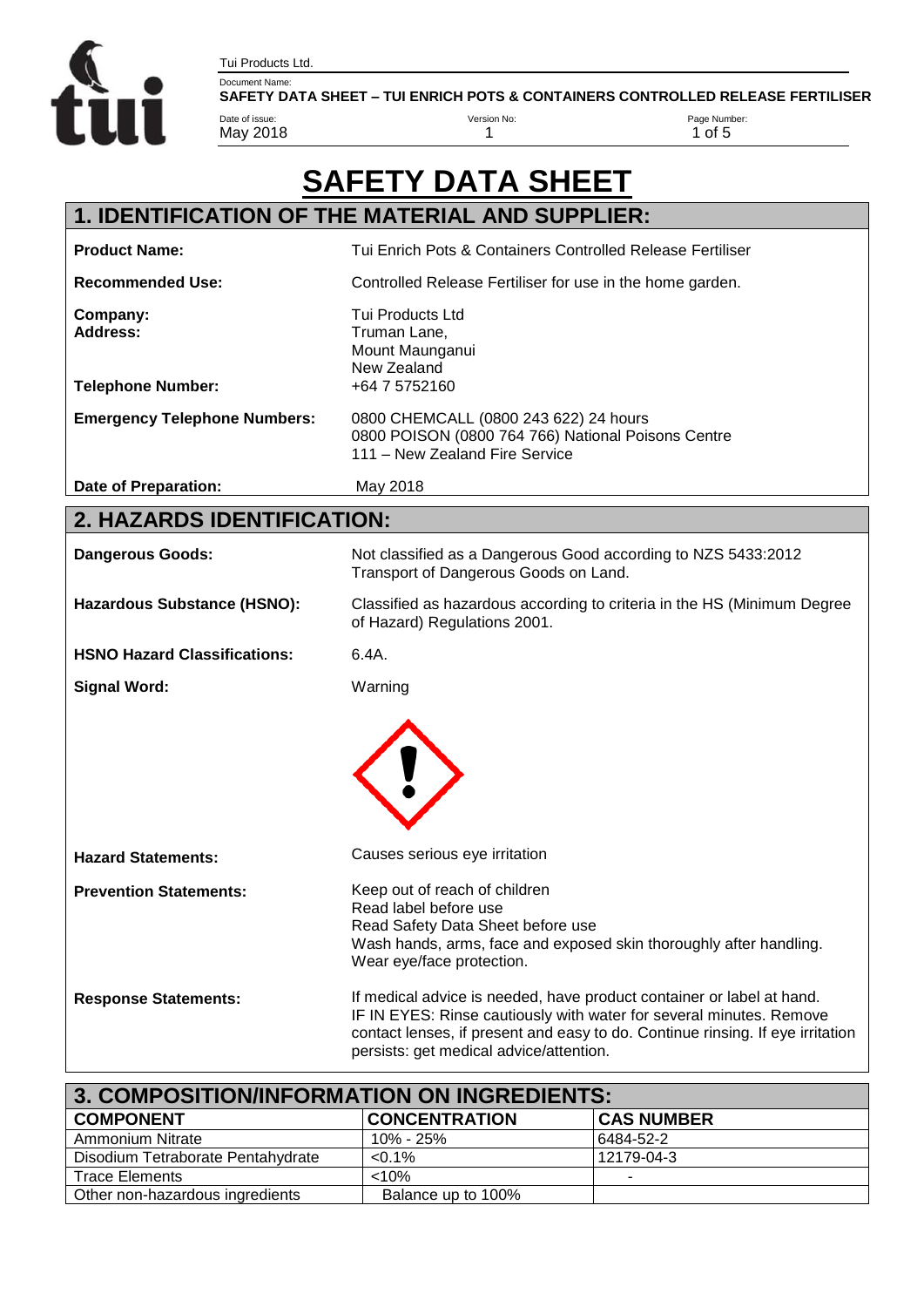# SAFETY DATA SHEET

## 1. IDENTIFICATION OF THE MATERIAL AND SUPPLIER:

| | |
|---|---|
| **Product Name:** | Tui Enrich Pots & Containers Controlled Release Fertiliser |
| **Recommended Use:** | Controlled Release Fertiliser for use in the home garden. |
| **Company:**<br>**Address:** | Tui Products Ltd<br>Truman Lane,<br>Mount Maunganui<br>New Zealand |
| **Telephone Number:** | +64 7 5752160 |
| **Emergency Telephone Numbers:** | 0800 CHEMCALL (0800 243 622) 24 hours<br>0800 POISON (0800 764 766) National Poisons Centre<br>111 – New Zealand Fire Service |
| **Date of Preparation:** | May 2018 |

## 2. HAZARDS IDENTIFICATION:

| | |
|---|---|
| **Dangerous Goods:** | Not classified as a Dangerous Good according to NZS 5433:2012 Transport of Dangerous Goods on Land. |
| **Hazardous Substance (HSNO):** | Classified as hazardous according to criteria in the HS (Minimum Degree of Hazard) Regulations 2001. |
| **HSNO Hazard Classifications:** | 6.4A. |
| **Signal Word:** | Warning |
| **Hazard Statements:** | Causes serious eye irritation |
| **Prevention Statements:** | Keep out of reach of children<br>Read label before use<br>Read Safety Data Sheet before use<br>Wash hands, arms, face and exposed skin thoroughly after handling.<br>Wear eye/face protection. |
| **Response Statements:** | If medical advice is needed, have product container or label at hand.<br>IF IN EYES: Rinse cautiously with water for several minutes. Remove contact lenses, if present and easy to do. Continue rinsing. If eye irritation persists: get medical advice/attention. |

## 3. COMPOSITION/INFORMATION ON INGREDIENTS:

| COMPONENT | CONCENTRATION | CAS NUMBER |
|---|---|---|
| Ammonium Nitrate | 10% - 25% | 6484-52-2 |
| Disodium Tetraborate Pentahydrate | <0.1% | 12179-04-3 |
| Trace Elements | <10% | - |
| Other non-hazardous ingredients | Balance up to 100% | |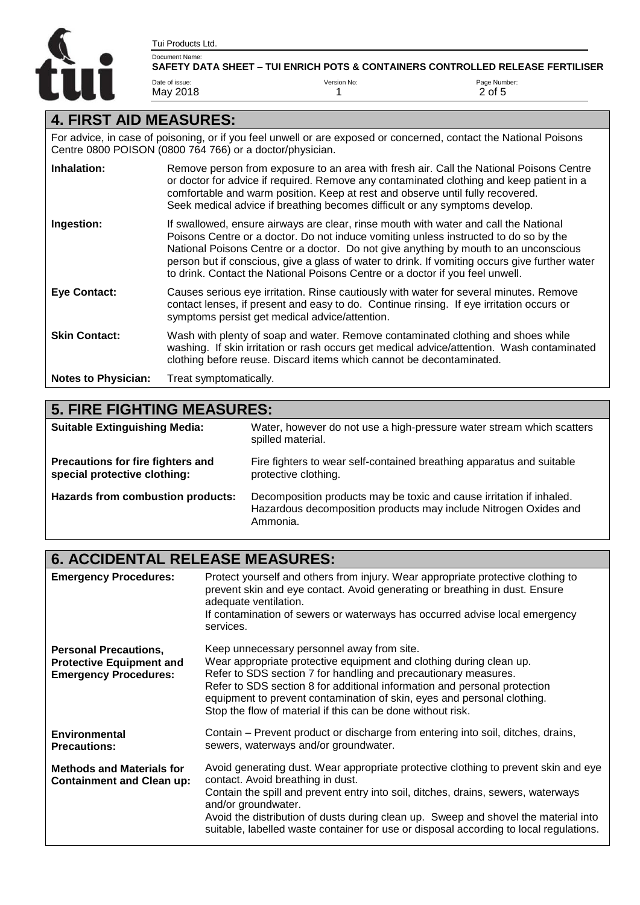## 4. FIRST AID MEASURES:

For advice, in case of poisoning, or if you feel unwell or are exposed or concerned, contact the National Poisons Centre 0800 POISON (0800 764 766) or a doctor/physician.

**Inhalation:** Remove person from exposure to an area with fresh air. Call the National Poisons Centre or doctor for advice if required. Remove any contaminated clothing and keep patient in a comfortable and warm position. Keep at rest and observe until fully recovered. Seek medical advice if breathing becomes difficult or any symptoms develop.

**Ingestion:** If swallowed, ensure airways are clear, rinse mouth with water and call the National Poisons Centre or a doctor. Do not induce vomiting unless instructed to do so by the National Poisons Centre or a doctor. Do not give anything by mouth to an unconscious person but if conscious, give a glass of water to drink. If vomiting occurs give further water to drink. Contact the National Poisons Centre or a doctor if you feel unwell.

**Eye Contact:** Causes serious eye irritation. Rinse cautiously with water for several minutes. Remove contact lenses, if present and easy to do. Continue rinsing. If eye irritation occurs or symptoms persist get medical advice/attention.

**Skin Contact:** Wash with plenty of soap and water. Remove contaminated clothing and shoes while washing. If skin irritation or rash occurs get medical advice/attention. Wash contaminated clothing before reuse. Discard items which cannot be decontaminated.

**Notes to Physician:** Treat symptomatically.

## 5. FIRE FIGHTING MEASURES:

**Suitable Extinguishing Media:** Water, however do not use a high-pressure water stream which scatters spilled material.

**Precautions for fire fighters and special protective clothing:** Fire fighters to wear self-contained breathing apparatus and suitable protective clothing.

**Hazards from combustion products:** Decomposition products may be toxic and cause irritation if inhaled. Hazardous decomposition products may include Nitrogen Oxides and Ammonia.

## 6. ACCIDENTAL RELEASE MEASURES:

**Emergency Procedures:** Protect yourself and others from injury. Wear appropriate protective clothing to prevent skin and eye contact. Avoid generating or breathing in dust. Ensure adequate ventilation.
If contamination of sewers or waterways has occurred advise local emergency services.

**Personal Precautions, Protective Equipment and Emergency Procedures:** Keep unnecessary personnel away from site.
Wear appropriate protective equipment and clothing during clean up.
Refer to SDS section 7 for handling and precautionary measures.
Refer to SDS section 8 for additional information and personal protection equipment to prevent contamination of skin, eyes and personal clothing.
Stop the flow of material if this can be done without risk.

**Environmental Precautions:** Contain – Prevent product or discharge from entering into soil, ditches, drains, sewers, waterways and/or groundwater.

**Methods and Materials for Containment and Clean up:** Avoid generating dust. Wear appropriate protective clothing to prevent skin and eye contact. Avoid breathing in dust.
Contain the spill and prevent entry into soil, ditches, drains, sewers, waterways and/or groundwater.
Avoid the distribution of dusts during clean up. Sweep and shovel the material into suitable, labelled waste container for use or disposal according to local regulations.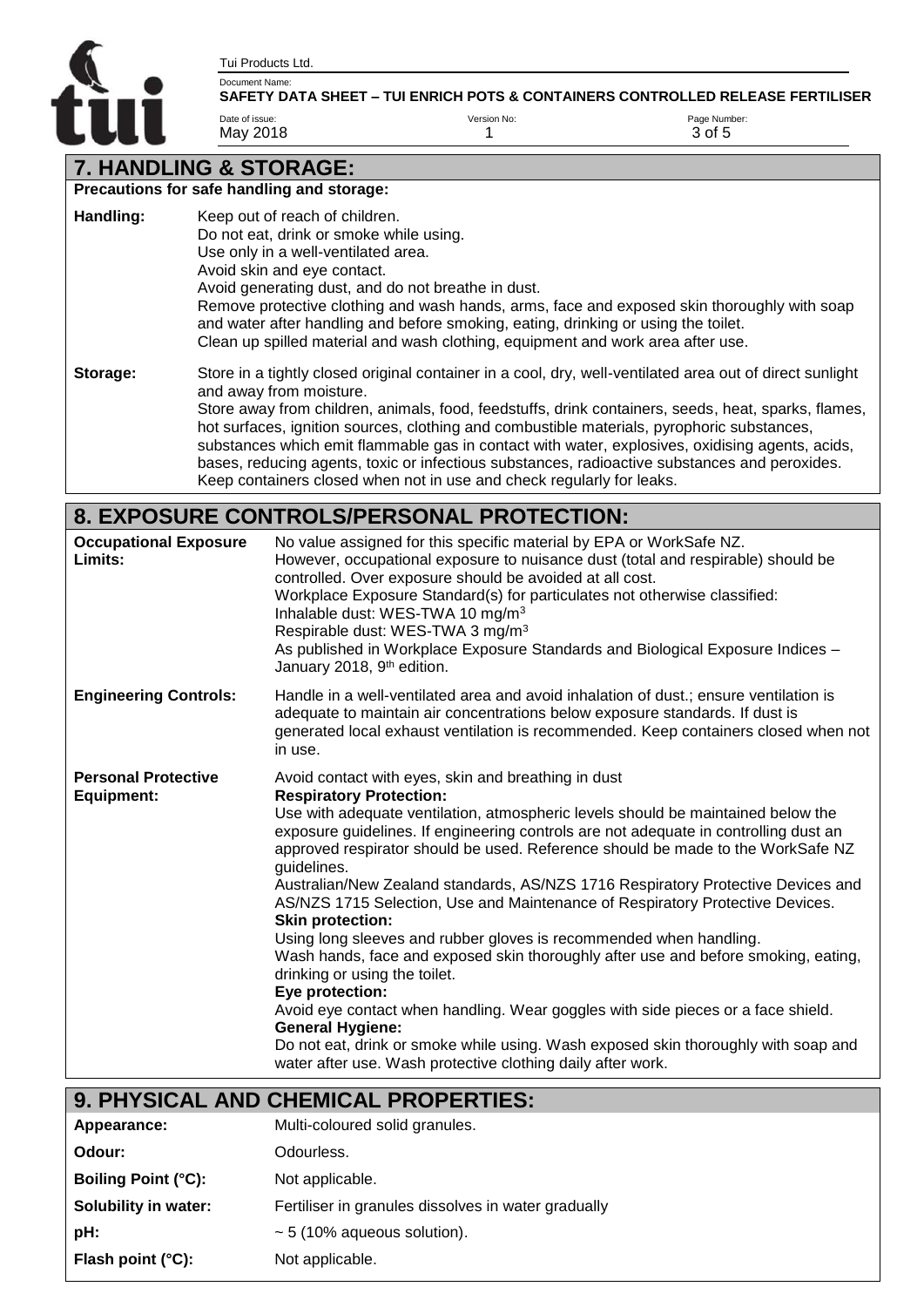## 7. HANDLING & STORAGE:

**Precautions for safe handling and storage:**

**Handling:** Keep out of reach of children.
Do not eat, drink or smoke while using.
Use only in a well-ventilated area.
Avoid skin and eye contact.
Avoid generating dust, and do not breathe in dust.
Remove protective clothing and wash hands, arms, face and exposed skin thoroughly with soap and water after handling and before smoking, eating, drinking or using the toilet.
Clean up spilled material and wash clothing, equipment and work area after use.

**Storage:** Store in a tightly closed original container in a cool, dry, well-ventilated area out of direct sunlight and away from moisture.
Store away from children, animals, food, feedstuffs, drink containers, seeds, heat, sparks, flames, hot surfaces, ignition sources, clothing and combustible materials, pyrophoric substances, substances which emit flammable gas in contact with water, explosives, oxidising agents, acids, bases, reducing agents, toxic or infectious substances, radioactive substances and peroxides.
Keep containers closed when not in use and check regularly for leaks.

## 8. EXPOSURE CONTROLS/PERSONAL PROTECTION:

**Occupational Exposure Limits:** No value assigned for this specific material by EPA or WorkSafe NZ.
However, occupational exposure to nuisance dust (total and respirable) should be controlled. Over exposure should be avoided at all cost.
Workplace Exposure Standard(s) for particulates not otherwise classified:
Inhalable dust: WES-TWA 10 mg/m$^3$
Respirable dust: WES-TWA 3 mg/m$^3$
As published in Workplace Exposure Standards and Biological Exposure Indices – January 2018, 9th edition.

**Engineering Controls:** Handle in a well-ventilated area and avoid inhalation of dust.; ensure ventilation is adequate to maintain air concentrations below exposure standards. If dust is generated local exhaust ventilation is recommended. Keep containers closed when not in use.

**Personal Protective Equipment:** Avoid contact with eyes, skin and breathing in dust

**Respiratory Protection:**
Use with adequate ventilation, atmospheric levels should be maintained below the exposure guidelines. If engineering controls are not adequate in controlling dust an approved respirator should be used. Reference should be made to the WorkSafe NZ guidelines.
Australian/New Zealand standards, AS/NZS 1716 Respiratory Protective Devices and AS/NZS 1715 Selection, Use and Maintenance of Respiratory Protective Devices.

**Skin protection:**
Using long sleeves and rubber gloves is recommended when handling.
Wash hands, face and exposed skin thoroughly after use and before smoking, eating, drinking or using the toilet.

**Eye protection:**
Avoid eye contact when handling. Wear goggles with side pieces or a face shield.

**General Hygiene:**
Do not eat, drink or smoke while using. Wash exposed skin thoroughly with soap and water after use. Wash protective clothing daily after work.

## 9. PHYSICAL AND CHEMICAL PROPERTIES:

| | |
|---|---|
| **Appearance:** | Multi-coloured solid granules. |
| **Odour:** | Odourless. |
| **Boiling Point (°C):** | Not applicable. |
| **Solubility in water:** | Fertiliser in granules dissolves in water gradually |
| **pH:** | ~ 5 (10% aqueous solution). |
| **Flash point (°C):** | Not applicable. |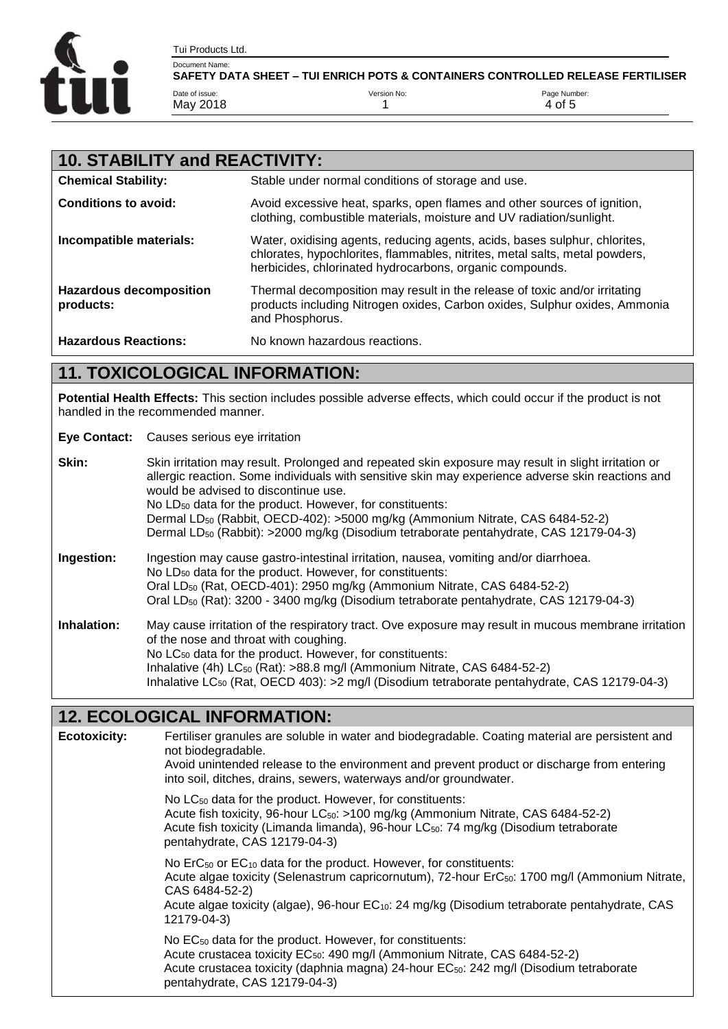## 10. STABILITY and REACTIVITY:

| | |
|---|---|
| **Chemical Stability:** | Stable under normal conditions of storage and use. |
| **Conditions to avoid:** | Avoid excessive heat, sparks, open flames and other sources of ignition, clothing, combustible materials, moisture and UV radiation/sunlight. |
| **Incompatible materials:** | Water, oxidising agents, reducing agents, acids, bases sulphur, chlorites, chlorates, hypochlorites, flammables, nitrites, metal salts, metal powders, herbicides, chlorinated hydrocarbons, organic compounds. |
| **Hazardous decomposition products:** | Thermal decomposition may result in the release of toxic and/or irritating products including Nitrogen oxides, Carbon oxides, Sulphur oxides, Ammonia and Phosphorus. |
| **Hazardous Reactions:** | No known hazardous reactions. |

## 11. TOXICOLOGICAL INFORMATION:

**Potential Health Effects:** This section includes possible adverse effects, which could occur if the product is not handled in the recommended manner.

**Eye Contact:** Causes serious eye irritation

**Skin:** Skin irritation may result. Prolonged and repeated skin exposure may result in slight irritation or allergic reaction. Some individuals with sensitive skin may experience adverse skin reactions and would be advised to discontinue use.
No $LD_{50}$ data for the product. However, for constituents:
Dermal $LD_{50}$ (Rabbit, OECD-402): >5000 mg/kg (Ammonium Nitrate, CAS 6484-52-2)
Dermal $LD_{50}$ (Rabbit): >2000 mg/kg (Disodium tetraborate pentahydrate, CAS 12179-04-3)

**Ingestion:** Ingestion may cause gastro-intestinal irritation, nausea, vomiting and/or diarrhoea.
No $LD_{50}$ data for the product. However, for constituents:
Oral $LD_{50}$ (Rat, OECD-401): 2950 mg/kg (Ammonium Nitrate, CAS 6484-52-2)
Oral $LD_{50}$ (Rat): 3200 - 3400 mg/kg (Disodium tetraborate pentahydrate, CAS 12179-04-3)

**Inhalation:** May cause irritation of the respiratory tract. Ove exposure may result in mucous membrane irritation of the nose and throat with coughing.
No $LC_{50}$ data for the product. However, for constituents:
Inhalative (4h) $LC_{50}$ (Rat): >88.8 mg/l (Ammonium Nitrate, CAS 6484-52-2)
Inhalative $LC_{50}$ (Rat, OECD 403): >2 mg/l (Disodium tetraborate pentahydrate, CAS 12179-04-3)

## 12. ECOLOGICAL INFORMATION:

**Ecotoxicity:** Fertiliser granules are soluble in water and biodegradable. Coating material are persistent and not biodegradable.
Avoid unintended release to the environment and prevent product or discharge from entering into soil, ditches, drains, sewers, waterways and/or groundwater.

No $LC_{50}$ data for the product. However, for constituents:
Acute fish toxicity, 96-hour $LC_{50}$: >100 mg/kg (Ammonium Nitrate, CAS 6484-52-2)
Acute fish toxicity (Limanda limanda), 96-hour $LC_{50}$: 74 mg/kg (Disodium tetraborate pentahydrate, CAS 12179-04-3)

No $ErC_{50}$ or $EC_{10}$ data for the product. However, for constituents:
Acute algae toxicity (Selenastrum capricornutum), 72-hour $ErC_{50}$: 1700 mg/l (Ammonium Nitrate, CAS 6484-52-2)
Acute algae toxicity (algae), 96-hour $EC_{10}$: 24 mg/kg (Disodium tetraborate pentahydrate, CAS 12179-04-3)

No $EC_{50}$ data for the product. However, for constituents:
Acute crustacea toxicity $EC_{50}$: 490 mg/l (Ammonium Nitrate, CAS 6484-52-2)
Acute crustacea toxicity (daphnia magna) 24-hour $EC_{50}$: 242 mg/l (Disodium tetraborate pentahydrate, CAS 12179-04-3)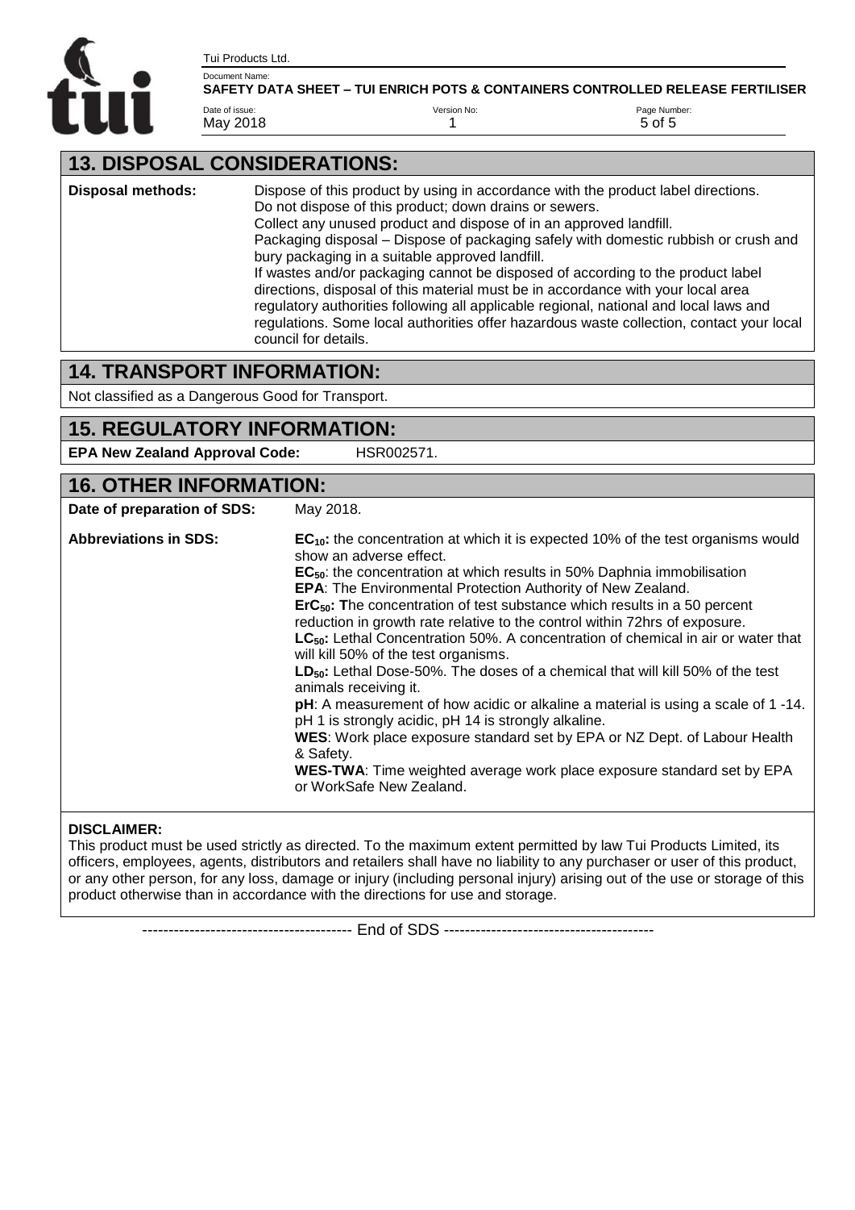## 13. DISPOSAL CONSIDERATIONS:

**Disposal methods:** Dispose of this product by using in accordance with the product label directions.
Do not dispose of this product; down drains or sewers.
Collect any unused product and dispose of in an approved landfill.
Packaging disposal – Dispose of packaging safely with domestic rubbish or crush and bury packaging in a suitable approved landfill.
If wastes and/or packaging cannot be disposed of according to the product label directions, disposal of this material must be in accordance with your local area regulatory authorities following all applicable regional, national and local laws and regulations. Some local authorities offer hazardous waste collection, contact your local council for details.

## 14. TRANSPORT INFORMATION:

Not classified as a Dangerous Good for Transport.

## 15. REGULATORY INFORMATION:

**EPA New Zealand Approval Code:** HSR002571.

## 16. OTHER INFORMATION:

**Date of preparation of SDS:** May 2018.

**Abbreviations in SDS:**

**$EC_{10}$:** the concentration at which it is expected 10% of the test organisms would show an adverse effect.
**$EC_{50}$**: the concentration at which results in 50% Daphnia immobilisation
**EPA**: The Environmental Protection Authority of New Zealand.
**$ErC_{50}$: T**he concentration of test substance which results in a 50 percent reduction in growth rate relative to the control within 72hrs of exposure.
**$LC_{50}$:** Lethal Concentration 50%. A concentration of chemical in air or water that will kill 50% of the test organisms.
**$LD_{50}$:** Lethal Dose-50%. The doses of a chemical that will kill 50% of the test animals receiving it.
**pH**: A measurement of how acidic or alkaline a material is using a scale of 1 -14. pH 1 is strongly acidic, pH 14 is strongly alkaline.
**WES**: Work place exposure standard set by EPA or NZ Dept. of Labour Health & Safety.
**WES-TWA**: Time weighted average work place exposure standard set by EPA or WorkSafe New Zealand.

**DISCLAIMER:**
This product must be used strictly as directed. To the maximum extent permitted by law Tui Products Limited, its officers, employees, agents, distributors and retailers shall have no liability to any purchaser or user of this product, or any other person, for any loss, damage or injury (including personal injury) arising out of the use or storage of this product otherwise than in accordance with the directions for use and storage.

---------------------------------------- End of SDS ----------------------------------------